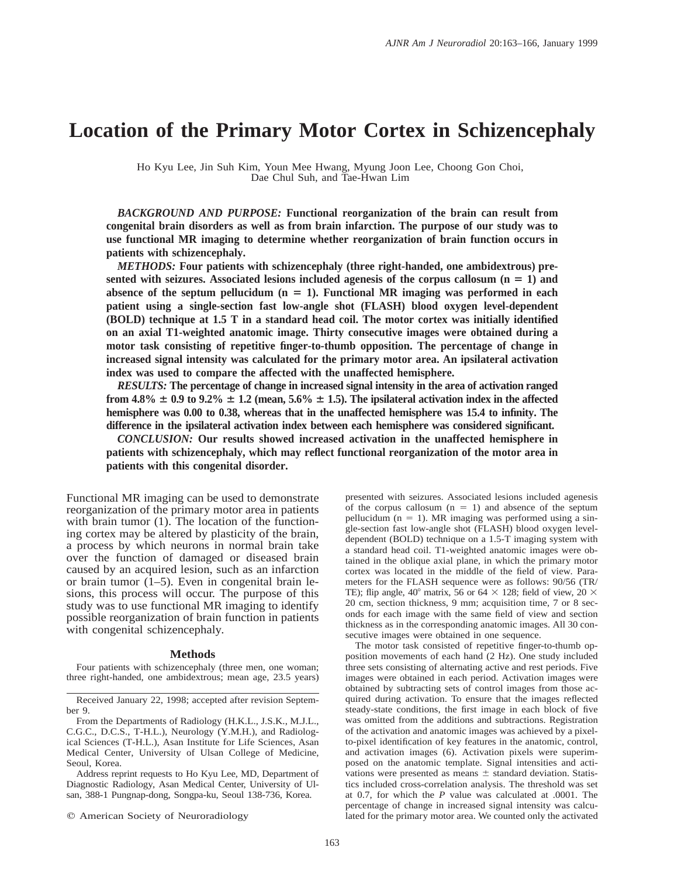# Location of the Primary Motor Cortex in Schizencephaly

Ho Kyu Lee, Jin Suh Kim, Youn Mee Hwang, Myung Joon Lee, Choong Gon Choi, Dae Chul Suh, and Tae-Hwan Lim

***BACKGROUND AND PURPOSE:*** **Functional reorganization of the brain can result from congenital brain disorders as well as from brain infarction. The purpose of our study was to use functional MR imaging to determine whether reorganization of brain function occurs in patients with schizencephaly.**

***METHODS:*** **Four patients with schizencephaly (three right-handed, one ambidextrous) presented with seizures. Associated lesions included agenesis of the corpus callosum (n = 1) and absence of the septum pellucidum (n = 1). Functional MR imaging was performed in each patient using a single-section fast low-angle shot (FLASH) blood oxygen level-dependent (BOLD) technique at 1.5 T in a standard head coil. The motor cortex was initially identified on an axial T1-weighted anatomic image. Thirty consecutive images were obtained during a motor task consisting of repetitive finger-to-thumb opposition. The percentage of change in increased signal intensity was calculated for the primary motor area. An ipsilateral activation index was used to compare the affected with the unaffected hemisphere.**

***RESULTS:*** **The percentage of change in increased signal intensity in the area of activation ranged from 4.8% ± 0.9 to 9.2% ± 1.2 (mean, 5.6% ± 1.5). The ipsilateral activation index in the affected hemisphere was 0.00 to 0.38, whereas that in the unaffected hemisphere was 15.4 to infinity. The difference in the ipsilateral activation index between each hemisphere was considered significant.**

***CONCLUSION:*** **Our results showed increased activation in the unaffected hemisphere in patients with schizencephaly, which may reflect functional reorganization of the motor area in patients with this congenital disorder.**

Functional MR imaging can be used to demonstrate reorganization of the primary motor area in patients with brain tumor (1). The location of the functioning cortex may be altered by plasticity of the brain, a process by which neurons in normal brain take over the function of damaged or diseased brain caused by an acquired lesion, such as an infarction or brain tumor (1–5). Even in congenital brain lesions, this process will occur. The purpose of this study was to use functional MR imaging to identify possible reorganization of brain function in patients with congenital schizencephaly.

## Methods

Four patients with schizencephaly (three men, one woman; three right-handed, one ambidextrous; mean age, 23.5 years) presented with seizures. Associated lesions included agenesis of the corpus callosum (n = 1) and absence of the septum pellucidum (n = 1). MR imaging was performed using a single-section fast low-angle shot (FLASH) blood oxygen level-dependent (BOLD) technique on a 1.5-T imaging system with a standard head coil. T1-weighted anatomic images were obtained in the oblique axial plane, in which the primary motor cortex was located in the middle of the field of view. Parameters for the FLASH sequence were as follows: 90/56 (TR/TE); flip angle, 40° matrix, 56 or 64 × 128; field of view, 20 × 20 cm, section thickness, 9 mm; acquisition time, 7 or 8 seconds for each image with the same field of view and section thickness as in the corresponding anatomic images. All 30 consecutive images were obtained in one sequence.

The motor task consisted of repetitive finger-to-thumb opposition movements of each hand (2 Hz). One study included three sets consisting of alternating active and rest periods. Five images were obtained in each period. Activation images were obtained by subtracting sets of control images from those acquired during activation. To ensure that the images reflected steady-state conditions, the first image in each block of five was omitted from the additions and subtractions. Registration of the activation and anatomic images was achieved by a pixel-to-pixel identification of key features in the anatomic, control, and activation images (6). Activation pixels were superimposed on the anatomic template. Signal intensities and activations were presented as means ± standard deviation. Statistics included cross-correlation analysis. The threshold was set at 0.7, for which the *P* value was calculated at .0001. The percentage of change in increased signal intensity was calculated for the primary motor area. We counted only the activated

Received January 22, 1998; accepted after revision September 9.

From the Departments of Radiology (H.K.L., J.S.K., M.J.L., C.G.C., D.C.S., T-H.L.), Neurology (Y.M.H.), and Radiological Sciences (T-H.L.), Asan Institute for Life Sciences, Asan Medical Center, University of Ulsan College of Medicine, Seoul, Korea.

Address reprint requests to Ho Kyu Lee, MD, Department of Diagnostic Radiology, Asan Medical Center, University of Ulsan, 388-1 Pungnap-dong, Songpa-ku, Seoul 138-736, Korea.

© American Society of Neuroradiology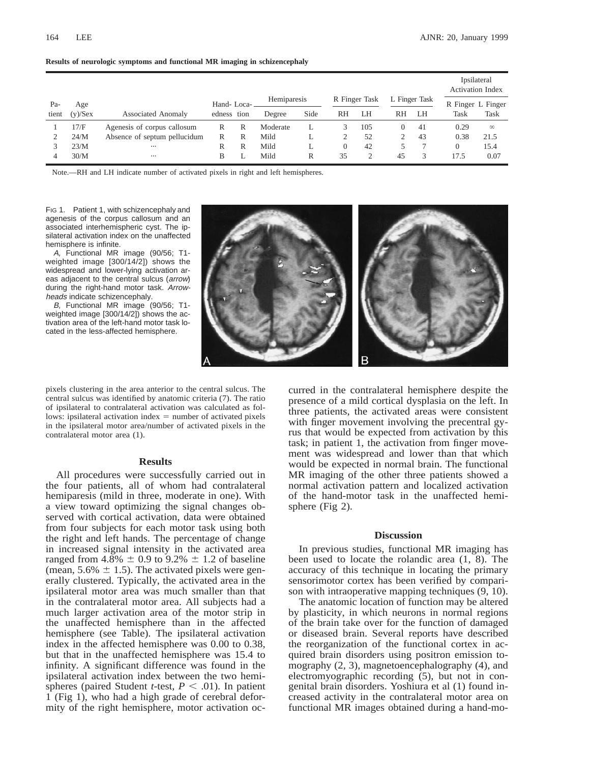**Results of neurologic symptoms and functional MR imaging in schizencephaly**

| Patient | Age (y)/Sex | Associated Anomaly | Handedness | Location | Hemiparesis | | R Finger Task | | L Finger Task | | Ipsilateral Activation Index | |
|---|---|---|---|---|---|---|---|---|---|---|---|---|
| | | | | | Degree | Side | RH | LH | RH | LH | R Finger Task | L Finger Task |
| 1 | 17/F | Agenesis of corpus callosum | R | R | Moderate | L | 3 | 105 | 0 | 41 | 0.29 | ∞ |
| 2 | 24/M | Absence of septum pellucidum | R | R | Mild | L | 2 | 52 | 2 | 43 | 0.38 | 21.5 |
| 3 | 23/M | ··· | R | R | Mild | L | 0 | 42 | 5 | 7 | 0 | 15.4 |
| 4 | 30/M | ··· | B | L | Mild | R | 35 | 2 | 45 | 3 | 17.5 | 0.07 |

Note.—RH and LH indicate number of activated pixels in right and left hemispheres.

Fig 1. Patient 1, with schizencephaly and agenesis of the corpus callosum and an associated interhemispheric cyst. The ipsilateral activation index on the unaffected hemisphere is infinite.

*A,* Functional MR image (90/56; T1-weighted image [300/14/2]) shows the widespread and lower-lying activation areas adjacent to the central sulcus (*arrow*) during the right-hand motor task. *Arrowheads* indicate schizencephaly.

*B,* Functional MR image (90/56; T1-weighted image [300/14/2]) shows the activation area of the left-hand motor task located in the less-affected hemisphere.

pixels clustering in the area anterior to the central sulcus. The central sulcus was identified by anatomic criteria (7). The ratio of ipsilateral to contralateral activation was calculated as follows: ipsilateral activation index = number of activated pixels in the ipsilateral motor area/number of activated pixels in the contralateral motor area (1).

## Results

All procedures were successfully carried out in the four patients, all of whom had contralateral hemiparesis (mild in three, moderate in one). With a view toward optimizing the signal changes observed with cortical activation, data were obtained from four subjects for each motor task using both the right and left hands. The percentage of change in increased signal intensity in the activated area ranged from 4.8% ± 0.9 to 9.2% ± 1.2 of baseline (mean, 5.6% ± 1.5). The activated pixels were generally clustered. Typically, the activated area in the ipsilateral motor area was much smaller than that in the contralateral motor area. All subjects had a much larger activation area of the motor strip in the unaffected hemisphere than in the affected hemisphere (see Table). The ipsilateral activation index in the affected hemisphere was 0.00 to 0.38, but that in the unaffected hemisphere was 15.4 to infinity. A significant difference was found in the ipsilateral activation index between the two hemispheres (paired Student *t*-test, $P < .01$). In patient 1 (Fig 1), who had a high grade of cerebral deformity of the right hemisphere, motor activation occurred in the contralateral hemisphere despite the presence of a mild cortical dysplasia on the left. In three patients, the activated areas were consistent with finger movement involving the precentral gyrus that would be expected from activation by this task; in patient 1, the activation from finger movement was widespread and lower than that which would be expected in normal brain. The functional MR imaging of the other three patients showed a normal activation pattern and localized activation of the hand-motor task in the unaffected hemisphere (Fig 2).

## Discussion

In previous studies, functional MR imaging has been used to locate the rolandic area (1, 8). The accuracy of this technique in locating the primary sensorimotor cortex has been verified by comparison with intraoperative mapping techniques (9, 10).

The anatomic location of function may be altered by plasticity, in which neurons in normal regions of the brain take over for the function of damaged or diseased brain. Several reports have described the reorganization of the functional cortex in acquired brain disorders using positron emission tomography (2, 3), magnetoencephalography (4), and electromyographic recording (5), but not in congenital brain disorders. Yoshiura et al (1) found increased activity in the contralateral motor area on functional MR images obtained during a hand-mo-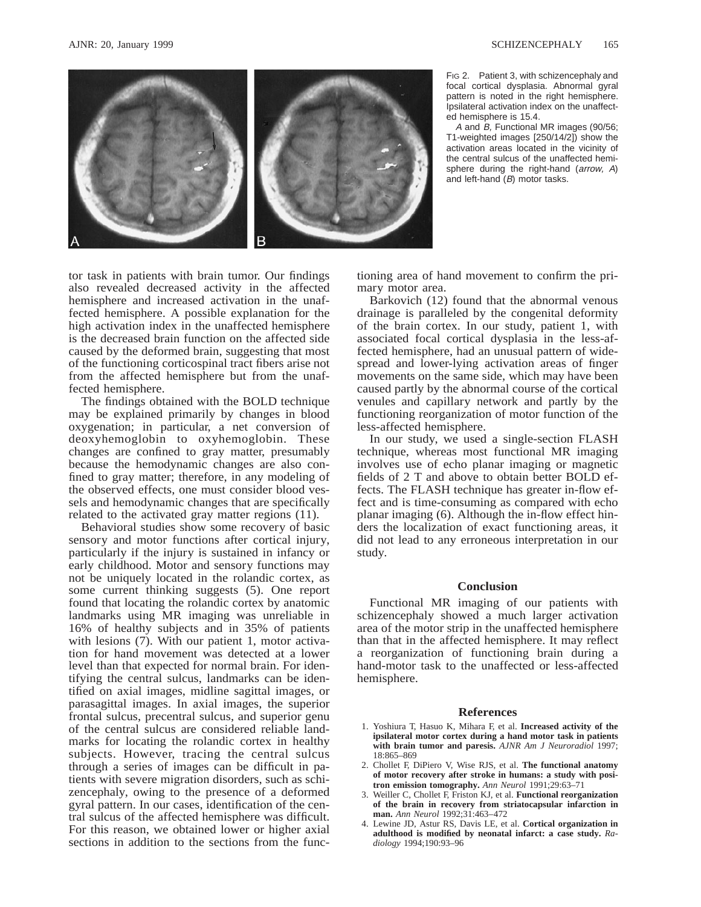FIG 2. Patient 3, with schizencephaly and focal cortical dysplasia. Abnormal gyral pattern is noted in the right hemisphere. Ipsilateral activation index on the unaffected hemisphere is 15.4.

*A* and *B*, Functional MR images (90/56; T1-weighted images [250/14/2]) show the activation areas located in the vicinity of the central sulcus of the unaffected hemisphere during the right-hand (*arrow, A*) and left-hand (*B*) motor tasks.

tor task in patients with brain tumor. Our findings also revealed decreased activity in the affected hemisphere and increased activation in the unaffected hemisphere. A possible explanation for the high activation index in the unaffected hemisphere is the decreased brain function on the affected side caused by the deformed brain, suggesting that most of the functioning corticospinal tract fibers arise not from the affected hemisphere but from the unaffected hemisphere.

The findings obtained with the BOLD technique may be explained primarily by changes in blood oxygenation; in particular, a net conversion of deoxyhemoglobin to oxyhemoglobin. These changes are confined to gray matter, presumably because the hemodynamic changes are also confined to gray matter; therefore, in any modeling of the observed effects, one must consider blood vessels and hemodynamic changes that are specifically related to the activated gray matter regions (11).

Behavioral studies show some recovery of basic sensory and motor functions after cortical injury, particularly if the injury is sustained in infancy or early childhood. Motor and sensory functions may not be uniquely located in the rolandic cortex, as some current thinking suggests (5). One report found that locating the rolandic cortex by anatomic landmarks using MR imaging was unreliable in 16% of healthy subjects and in 35% of patients with lesions (7). With our patient 1, motor activation for hand movement was detected at a lower level than that expected for normal brain. For identifying the central sulcus, landmarks can be identified on axial images, midline sagittal images, or parasagittal images. In axial images, the superior frontal sulcus, precentral sulcus, and superior genu of the central sulcus are considered reliable landmarks for locating the rolandic cortex in healthy subjects. However, tracing the central sulcus through a series of images can be difficult in patients with severe migration disorders, such as schizencephaly, owing to the presence of a deformed gyral pattern. In our cases, identification of the central sulcus of the affected hemisphere was difficult. For this reason, we obtained lower or higher axial sections in addition to the sections from the functioning area of hand movement to confirm the primary motor area.

Barkovich (12) found that the abnormal venous drainage is paralleled by the congenital deformity of the brain cortex. In our study, patient 1, with associated focal cortical dysplasia in the less-affected hemisphere, had an unusual pattern of widespread and lower-lying activation areas of finger movements on the same side, which may have been caused partly by the abnormal course of the cortical venules and capillary network and partly by the functioning reorganization of motor function of the less-affected hemisphere.

In our study, we used a single-section FLASH technique, whereas most functional MR imaging involves use of echo planar imaging or magnetic fields of 2 T and above to obtain better BOLD effects. The FLASH technique has greater in-flow effect and is time-consuming as compared with echo planar imaging (6). Although the in-flow effect hinders the localization of exact functioning areas, it did not lead to any erroneous interpretation in our study.

## Conclusion

Functional MR imaging of our patients with schizencephaly showed a much larger activation area of the motor strip in the unaffected hemisphere than that in the affected hemisphere. It may reflect a reorganization of functioning brain during a hand-motor task to the unaffected or less-affected hemisphere.

## References

1. Yoshiura T, Hasuo K, Mihara F, et al. **Increased activity of the ipsilateral motor cortex during a hand motor task in patients with brain tumor and paresis.** *AJNR Am J Neuroradiol* 1997;18:865–869
2. Chollet F, DiPiero V, Wise RJS, et al. **The functional anatomy of motor recovery after stroke in humans: a study with positron emission tomography.** *Ann Neurol* 1991;29:63–71
3. Weiller C, Chollet F, Friston KJ, et al. **Functional reorganization of the brain in recovery from striatocapsular infarction in man.** *Ann Neurol* 1992;31:463–472
4. Lewine JD, Astur RS, Davis LE, et al. **Cortical organization in adulthood is modified by neonatal infarct: a case study.** *Radiology* 1994;190:93–96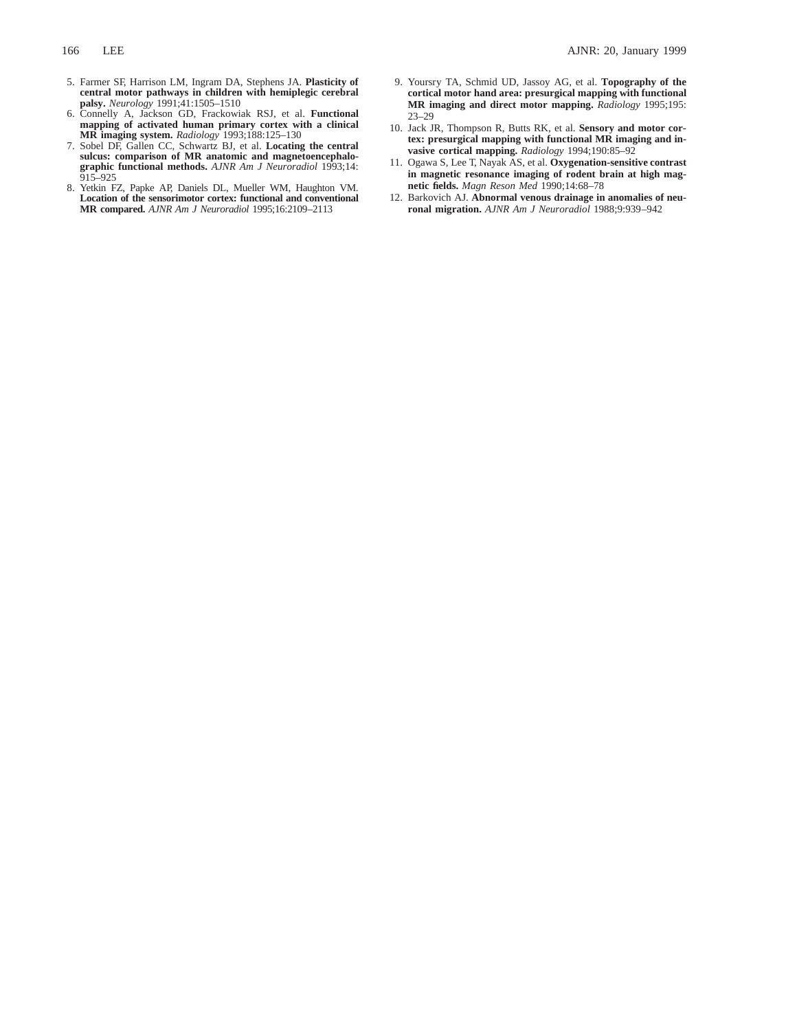5. Farmer SF, Harrison LM, Ingram DA, Stephens JA. **Plasticity of central motor pathways in children with hemiplegic cerebral palsy.** *Neurology* 1991;41:1505–1510
6. Connelly A, Jackson GD, Frackowiak RSJ, et al. **Functional mapping of activated human primary cortex with a clinical MR imaging system.** *Radiology* 1993;188:125–130
7. Sobel DF, Gallen CC, Schwartz BJ, et al. **Locating the central sulcus: comparison of MR anatomic and magnetoencephalographic functional methods.** *AJNR Am J Neuroradiol* 1993;14:915–925
8. Yetkin FZ, Papke AP, Daniels DL, Mueller WM, Haughton VM. **Location of the sensorimotor cortex: functional and conventional MR compared.** *AJNR Am J Neuroradiol* 1995;16:2109–2113
9. Yoursry TA, Schmid UD, Jassoy AG, et al. **Topography of the cortical motor hand area: presurgical mapping with functional MR imaging and direct motor mapping.** *Radiology* 1995;195:23–29
10. Jack JR, Thompson R, Butts RK, et al. **Sensory and motor cortex: presurgical mapping with functional MR imaging and invasive cortical mapping.** *Radiology* 1994;190:85–92
11. Ogawa S, Lee T, Nayak AS, et al. **Oxygenation-sensitive contrast in magnetic resonance imaging of rodent brain at high magnetic fields.** *Magn Reson Med* 1990;14:68–78
12. Barkovich AJ. **Abnormal venous drainage in anomalies of neuronal migration.** *AJNR Am J Neuroradiol* 1988;9:939–942